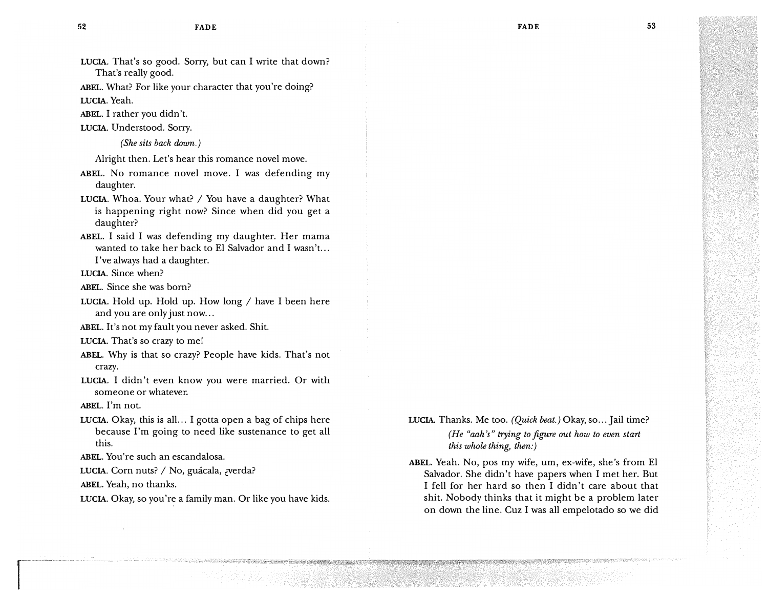**LUCIA.** That's so good. Sorry, but can I write that down? That's really good.

**ABEL.** What? For like your character that you're doing?

**LUCIA.** Yeah.

**ABEL.** I rather you didn't.

**LUCIA.** Understood. Sorry.

*(She sits back down.)*

Alright then. Let's hear this romance novel move.

**ABEL.** No romance novel move. I was defending my daughter.

**LUCIA.** Whoa. Your what? / You have a daughter? What is happening right now? Since when did you get a daughter?

**ABEL.** I said I was defending my daughter. Her mama wanted to take her back to El Salvador and I wasn't... I've always had a daughter.

**LUCIA.** Since when?

**ABEL.** Since she was born?

**LUCIA.** Hold up. Hold up. How long / have I been here and you are only just now...

**ABEL.** It's not my fault you never asked. Shit.

**LUCIA.** That's so crazy to me!

**ABEL.** Why is that so crazy? People have kids. That's not crazy.

**LUCIA.** I didn't even know you were married. Or with someone or whatever.

**ABEL.** I'm not.

**LUCIA.** Okay, this is all... I gotta open a bag of chips here because I'm going to need like sustenance to get all this.

**ABEL.** You're such an escandalosa.

**LUCIA.** Corn nuts? / No, guácala, ¿verda?

**ABEL.** Yeah, no thanks.

**LUCIA.** Okay, so you're a family man. Or like you have kids.

**LUCIA.** Thanks. Me too. *(Quick beat.)* Okay, so... Jail time?

*(He "aah's" trying to figure out how to even start this whole thing, then:)*

**ABEL.** Yeah. No, pos my wife, um, ex-wife, she's from El Salvador. She didn't have papers when I met her. But I fell for her hard so then I didn't care about that shit. Nobody thinks that it might be a problem later on down the line. Cuz I was all empelotado so we did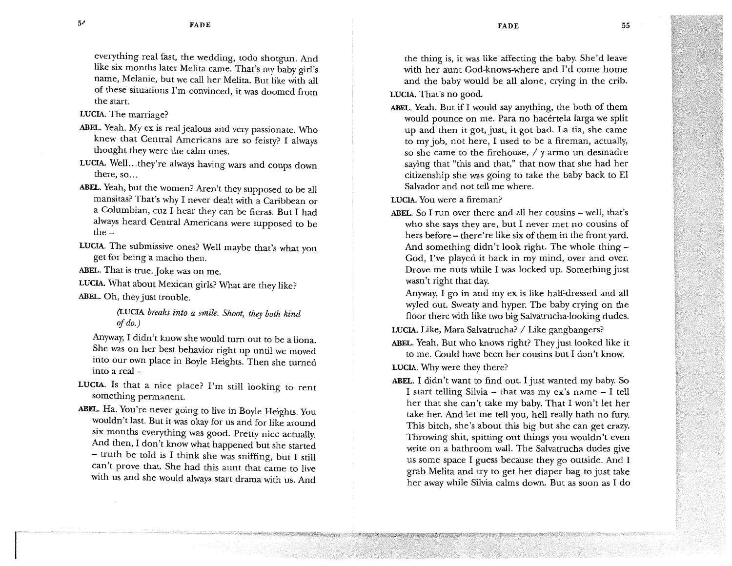everything real fast, the wedding, todo shotgun. And like six months later Melita came. That's my baby girl's name, Melanie, but we call her Melita. But like with all of these situations I'm convinced, it was doomed from the start.

**LUCIA.** The marriage?

**ABEL.** Yeah. My ex is real jealous and very passionate. Who knew that Central Americans are so feisty? I always thought they were the calm ones.

**LUCIA.** Well...they're always having wars and coups down there, so...

**ABEL.** Yeah, but the women? Aren't they supposed to be all mansitas? That's why I never dealt with a Caribbean or a Columbian, cuz I hear they can be fieras. But I had always heard Central Americans were supposed to be the –

**LUCIA.** The submissive ones? Well maybe that's what you get for being a macho then.

**ABEL.** That is true. Joke was on me.

**LUCIA.** What about Mexican girls? What are they like?

**ABEL.** Oh, they just trouble.

> (*LUCIA breaks into a smile. Shoot, they both kind of do.*)

Anyway, I didn't know she would turn out to be a liona. She was on her best behavior right up until we moved into our own place in Boyle Heights. Then she turned into a real –

**LUCIA.** Is that a nice place? I'm still looking to rent something permanent.

**ABEL.** Ha. You're never going to live in Boyle Heights. You wouldn't last. But it was okay for us and for like around six months everything was good. Pretty nice actually. And then, I don't know what happened but she started – truth be told is I think she was sniffing, but I still can't prove that. She had this aunt that came to live with us and she would always start drama with us. And the thing is, it was like affecting the baby. She'd leave with her aunt God-knows-where and I'd come home and the baby would be all alone, crying in the crib.

**LUCIA.** That's no good.

**ABEL.** Yeah. But if I would say anything, the both of them would pounce on me. Para no hacértela larga we split up and then it got, just, it got bad. La tia, she came to my job, not here, I used to be a fireman, actually, so she came to the firehouse, / y armo un desmadre saying that "this and that," that now that she had her citizenship she was going to take the baby back to El Salvador and not tell me where.

**LUCIA.** You were a fireman?

**ABEL.** So I run over there and all her cousins – well, that's who she says they are, but I never met no cousins of hers before – there're like six of them in the front yard. And something didn't look right. The whole thing – God, I've played it back in my mind, over and over. Drove me nuts while I was locked up. Something just wasn't right that day.

Anyway, I go in and my ex is like half-dressed and all wyled out. Sweaty and hyper. The baby crying on the floor there with like two big Salvatrucha-looking dudes.

**LUCIA.** Like, Mara Salvatrucha? / Like gangbangers?

**ABEL.** Yeah. But who knows right? They just looked like it to me. Could have been her cousins but I don't know.

**LUCIA.** Why were they there?

**ABEL.** I didn't want to find out. I just wanted my baby. So I start telling Silvia – that was my ex's name – I tell her that she can't take my baby. That I won't let her take her. And let me tell you, hell really hath no fury. This bitch, she's about this big but she can get crazy. Throwing shit, spitting out things you wouldn't even write on a bathroom wall. The Salvatrucha dudes give us some space I guess because they go outside. And I grab Melita and try to get her diaper bag to just take her away while Silvia calms down. But as soon as I do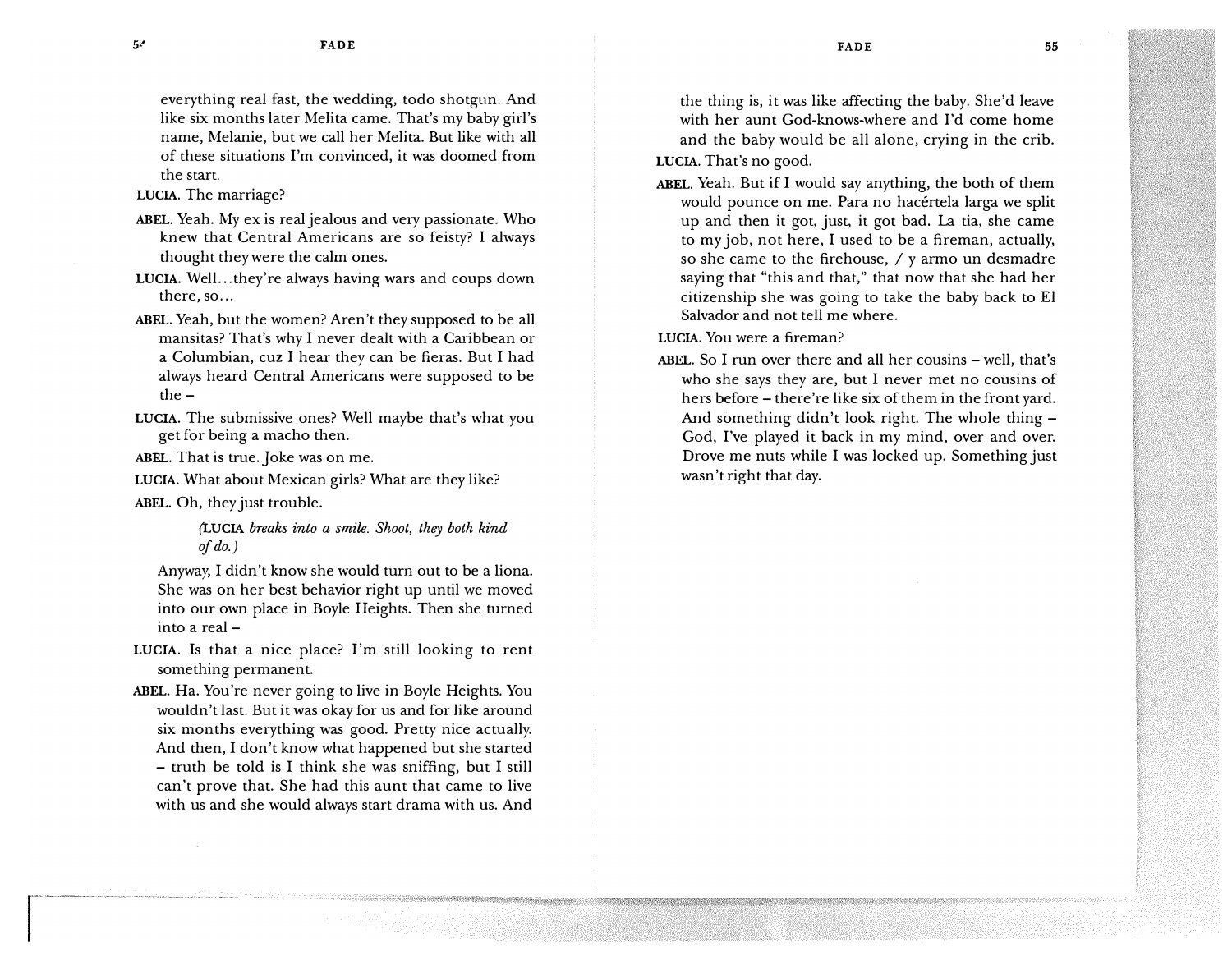everything real fast, the wedding, todo shotgun. And like six months later Melita came. That's my baby girl's name, Melanie, but we call her Melita. But like with all of these situations I'm convinced, it was doomed from the start.

**LUCIA.** The marriage?

**ABEL.** Yeah. My ex is real jealous and very passionate. Who knew that Central Americans are so feisty? I always thought they were the calm ones.

**LUCIA.** Well…they're always having wars and coups down there, so…

**ABEL.** Yeah, but the women? Aren't they supposed to be all mansitas? That's why I never dealt with a Caribbean or a Columbian, cuz I hear they can be fieras. But I had always heard Central Americans were supposed to be the –

**LUCIA.** The submissive ones? Well maybe that's what you get for being a macho then.

**ABEL.** That is true. Joke was on me.

**LUCIA.** What about Mexican girls? What are they like?

**ABEL.** Oh, they just trouble.

> (**LUCIA** *breaks into a smile. Shoot, they both kind of do.*)

Anyway, I didn't know she would turn out to be a liona. She was on her best behavior right up until we moved into our own place in Boyle Heights. Then she turned into a real –

**LUCIA.** Is that a nice place? I'm still looking to rent something permanent.

**ABEL.** Ha. You're never going to live in Boyle Heights. You wouldn't last. But it was okay for us and for like around six months everything was good. Pretty nice actually. And then, I don't know what happened but she started – truth be told is I think she was sniffing, but I still can't prove that. She had this aunt that came to live with us and she would always start drama with us. And the thing is, it was like affecting the baby. She'd leave with her aunt God-knows-where and I'd come home and the baby would be all alone, crying in the crib.

**LUCIA.** That's no good.

**ABEL.** Yeah. But if I would say anything, the both of them would pounce on me. Para no hacértela larga we split up and then it got, just, it got bad. La tia, she came to my job, not here, I used to be a fireman, actually, so she came to the firehouse, / y armo un desmadre saying that "this and that," that now that she had her citizenship she was going to take the baby back to El Salvador and not tell me where.

**LUCIA.** You were a fireman?

**ABEL.** So I run over there and all her cousins – well, that's who she says they are, but I never met no cousins of hers before – there're like six of them in the front yard. And something didn't look right. The whole thing – God, I've played it back in my mind, over and over. Drove me nuts while I was locked up. Something just wasn't right that day.